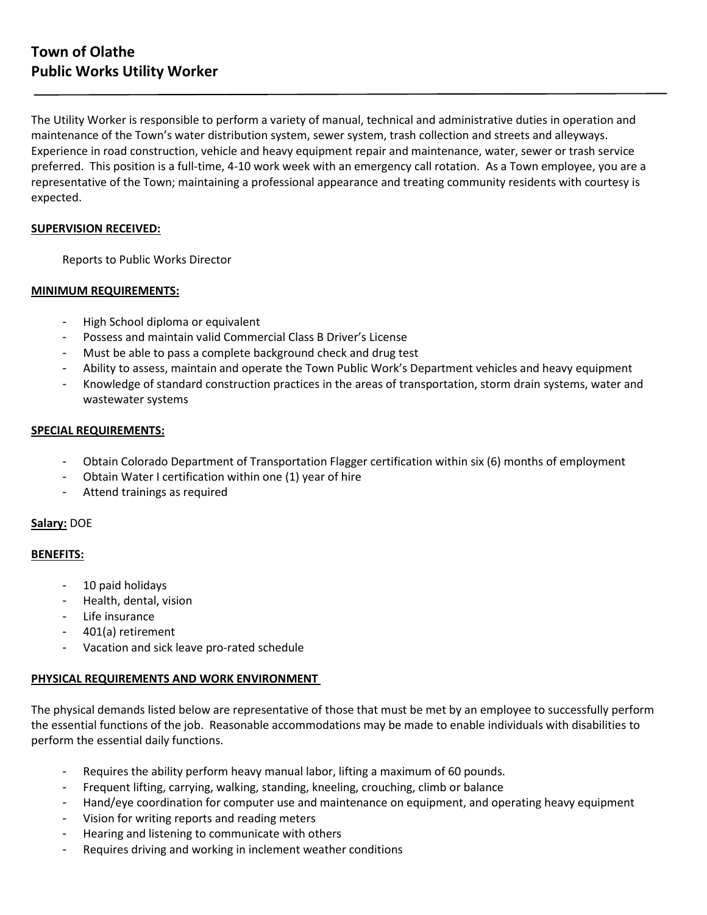# Town of Olathe
# Public Works Utility Worker

---

The Utility Worker is responsible to perform a variety of manual, technical and administrative duties in operation and maintenance of the Town's water distribution system, sewer system, trash collection and streets and alleyways. Experience in road construction, vehicle and heavy equipment repair and maintenance, water, sewer or trash service preferred. This position is a full-time, 4-10 work week with an emergency call rotation. As a Town employee, you are a representative of the Town; maintaining a professional appearance and treating community residents with courtesy is expected.

**SUPERVISION RECEIVED:**

Reports to Public Works Director

**MINIMUM REQUIREMENTS:**

- High School diploma or equivalent
- Possess and maintain valid Commercial Class B Driver's License
- Must be able to pass a complete background check and drug test
- Ability to assess, maintain and operate the Town Public Work's Department vehicles and heavy equipment
- Knowledge of standard construction practices in the areas of transportation, storm drain systems, water and wastewater systems

**SPECIAL REQUIREMENTS:**

- Obtain Colorado Department of Transportation Flagger certification within six (6) months of employment
- Obtain Water I certification within one (1) year of hire
- Attend trainings as required

**Salary:** DOE

**BENEFITS:**

- 10 paid holidays
- Health, dental, vision
- Life insurance
- 401(a) retirement
- Vacation and sick leave pro-rated schedule

**PHYSICAL REQUIREMENTS AND WORK ENVIRONMENT**

The physical demands listed below are representative of those that must be met by an employee to successfully perform the essential functions of the job. Reasonable accommodations may be made to enable individuals with disabilities to perform the essential daily functions.

- Requires the ability perform heavy manual labor, lifting a maximum of 60 pounds.
- Frequent lifting, carrying, walking, standing, kneeling, crouching, climb or balance
- Hand/eye coordination for computer use and maintenance on equipment, and operating heavy equipment
- Vision for writing reports and reading meters
- Hearing and listening to communicate with others
- Requires driving and working in inclement weather conditions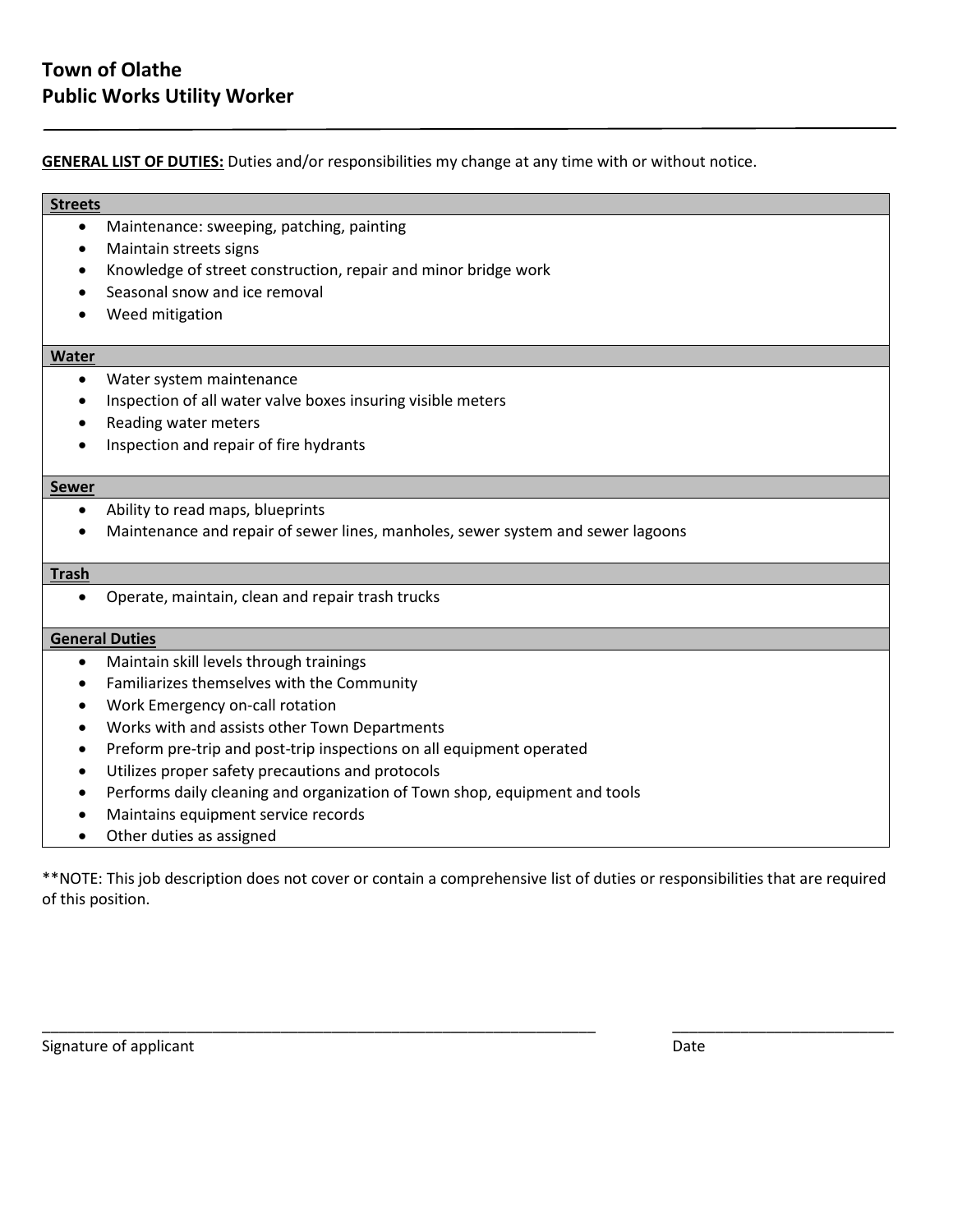## Town of Olathe
## Public Works Utility Worker

---

**GENERAL LIST OF DUTIES:** Duties and/or responsibilities my change at any time with or without notice.

**Streets**

- Maintenance: sweeping, patching, painting
- Maintain streets signs
- Knowledge of street construction, repair and minor bridge work
- Seasonal snow and ice removal
- Weed mitigation

**Water**

- Water system maintenance
- Inspection of all water valve boxes insuring visible meters
- Reading water meters
- Inspection and repair of fire hydrants

**Sewer**

- Ability to read maps, blueprints
- Maintenance and repair of sewer lines, manholes, sewer system and sewer lagoons

**Trash**

- Operate, maintain, clean and repair trash trucks

**General Duties**

- Maintain skill levels through trainings
- Familiarizes themselves with the Community
- Work Emergency on-call rotation
- Works with and assists other Town Departments
- Preform pre-trip and post-trip inspections on all equipment operated
- Utilizes proper safety precautions and protocols
- Performs daily cleaning and organization of Town shop, equipment and tools
- Maintains equipment service records
- Other duties as assigned

**NOTE: This job description does not cover or contain a comprehensive list of duties or responsibilities that are required of this position.

\_\_\_\_\_\_\_\_\_\_\_\_\_\_\_\_\_\_\_\_\_\_\_\_\_\_\_\_\_\_\_\_\_\_\_\_\_\_\_\_\_\_\_\_ \_\_\_\_\_\_\_\_\_\_\_\_\_\_\_\_\_\_\_\_\_\_\_\_

Signature of applicant Date